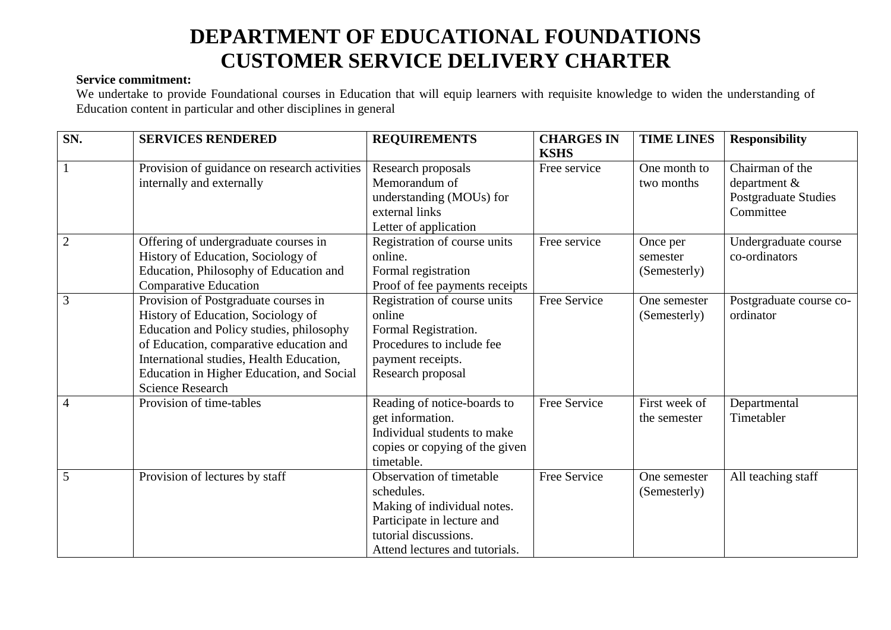# DEPARTMENT OF EDUCATIONAL FOUNDATIONS
# CUSTOMER SERVICE DELIVERY CHARTER

**Service commitment:**

We undertake to provide Foundational courses in Education that will equip learners with requisite knowledge to widen the understanding of Education content in particular and other disciplines in general

| SN. | SERVICES RENDERED | REQUIREMENTS | CHARGES IN KSHS | TIME LINES | Responsibility |
|---|---|---|---|---|---|
| 1 | Provision of guidance on research activities internally and externally | Research proposals<br>Memorandum of understanding (MOUs) for external links<br>Letter of application | Free service | One month to two months | Chairman of the department & Postgraduate Studies Committee |
| 2 | Offering of undergraduate courses in History of Education, Sociology of Education, Philosophy of Education and Comparative Education | Registration of course units online.<br>Formal registration<br>Proof of fee payments receipts | Free service | Once per semester (Semesterly) | Undergraduate course co-ordinators |
| 3 | Provision of Postgraduate courses in History of Education, Sociology of Education and Policy studies, philosophy of Education, comparative education and International studies, Health Education, Education in Higher Education, and Social Science Research | Registration of course units online<br>Formal Registration.<br>Procedures to include fee payment receipts.<br>Research proposal | Free Service | One semester (Semesterly) | Postgraduate course co-ordinator |
| 4 | Provision of time-tables | Reading of notice-boards to get information.<br>Individual students to make copies or copying of the given timetable. | Free Service | First week of the semester | Departmental Timetabler |
| 5 | Provision of lectures by staff | Observation of timetable schedules.<br>Making of individual notes.<br>Participate in lecture and tutorial discussions.<br>Attend lectures and tutorials. | Free Service | One semester (Semesterly) | All teaching staff |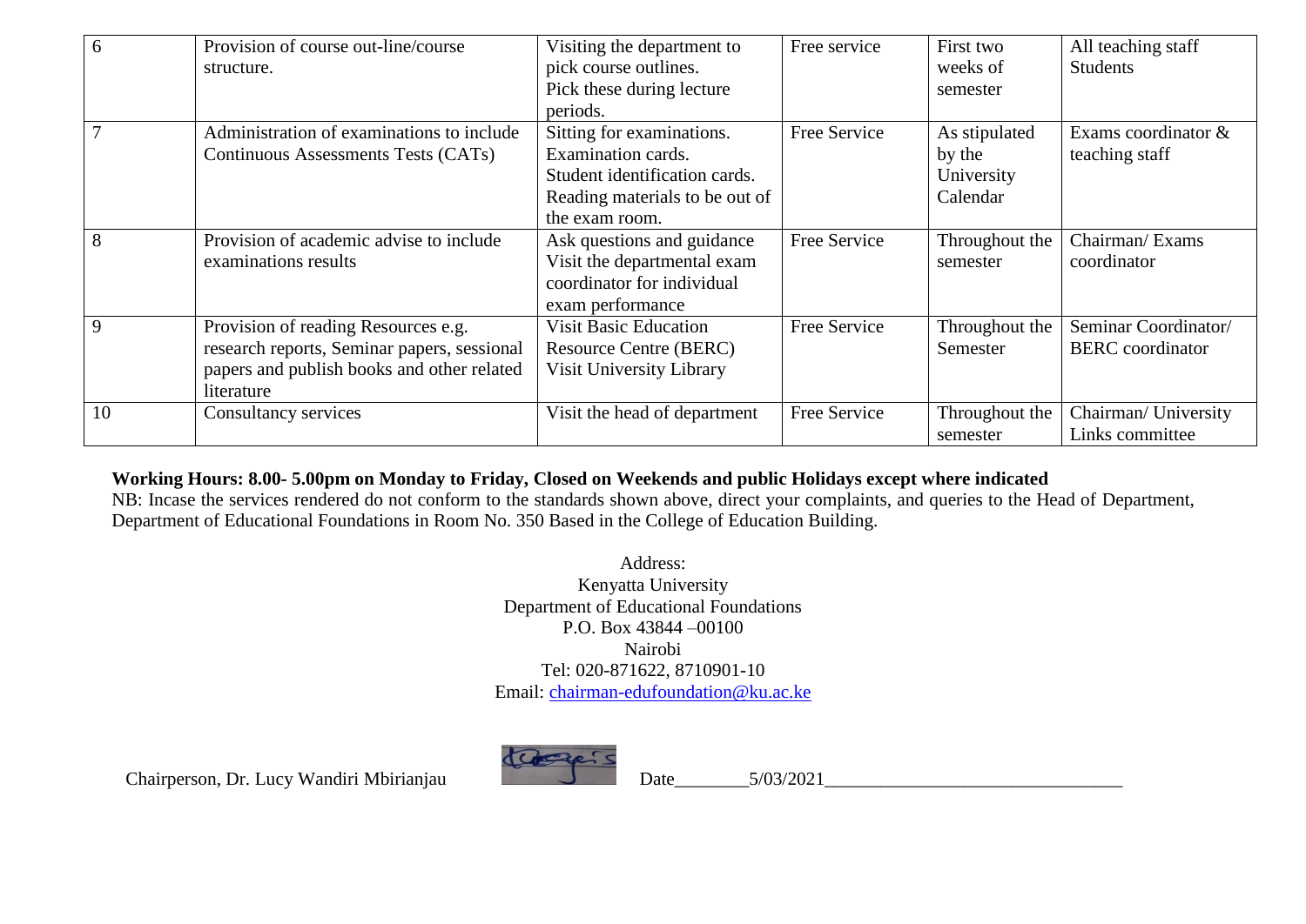| | | | | | |
|---|---|---|---|---|---|
| 6 | Provision of course out-line/course structure. | Visiting the department to pick course outlines. Pick these during lecture periods. | Free service | First two weeks of semester | All teaching staff Students |
| 7 | Administration of examinations to include Continuous Assessments Tests (CATs) | Sitting for examinations. Examination cards. Student identification cards. Reading materials to be out of the exam room. | Free Service | As stipulated by the University Calendar | Exams coordinator & teaching staff |
| 8 | Provision of academic advise to include examinations results | Ask questions and guidance Visit the departmental exam coordinator for individual exam performance | Free Service | Throughout the semester | Chairman/ Exams coordinator |
| 9 | Provision of reading Resources e.g. research reports, Seminar papers, sessional papers and publish books and other related literature | Visit Basic Education Resource Centre (BERC) Visit University Library | Free Service | Throughout the Semester | Seminar Coordinator/ BERC coordinator |
| 10 | Consultancy services | Visit the head of department | Free Service | Throughout the semester | Chairman/ University Links committee |

**Working Hours: 8.00- 5.00pm on Monday to Friday, Closed on Weekends and public Holidays except where indicated**

NB: Incase the services rendered do not conform to the standards shown above, direct your complaints, and queries to the Head of Department, Department of Educational Foundations in Room No. 350 Based in the College of Education Building.

Address:
Kenyatta University
Department of Educational Foundations
P.O. Box 43844 –00100
Nairobi
Tel: 020-871622, 8710901-10
Email: chairman-edufoundation@ku.ac.ke

Chairperson, Dr. Lucy Wandiri Mbirianjau Date________5/03/2021_______________________________